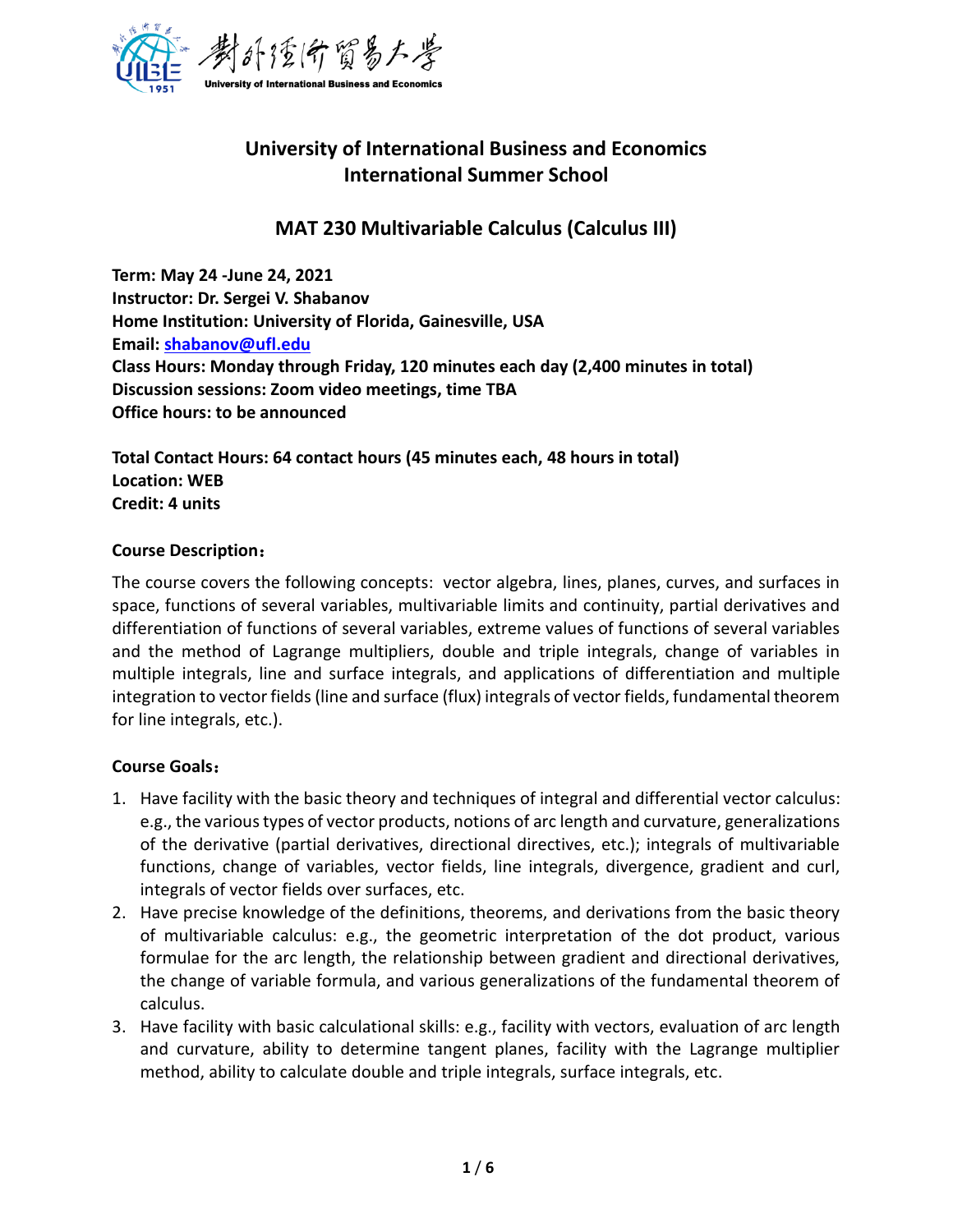# University of International Business and Economics
# International Summer School

## MAT 230 Multivariable Calculus (Calculus III)

**Term: May 24 -June 24, 2021**
**Instructor: Dr. Sergei V. Shabanov**
**Home Institution: University of Florida, Gainesville, USA**
**Email: shabanov@ufl.edu**
**Class Hours: Monday through Friday, 120 minutes each day (2,400 minutes in total)**
**Discussion sessions: Zoom video meetings, time TBA**
**Office hours: to be announced**

**Total Contact Hours: 64 contact hours (45 minutes each, 48 hours in total)**
**Location: WEB**
**Credit: 4 units**

### Course Description：

The course covers the following concepts: vector algebra, lines, planes, curves, and surfaces in space, functions of several variables, multivariable limits and continuity, partial derivatives and differentiation of functions of several variables, extreme values of functions of several variables and the method of Lagrange multipliers, double and triple integrals, change of variables in multiple integrals, line and surface integrals, and applications of differentiation and multiple integration to vector fields (line and surface (flux) integrals of vector fields, fundamental theorem for line integrals, etc.).

### Course Goals：

1. Have facility with the basic theory and techniques of integral and differential vector calculus: e.g., the various types of vector products, notions of arc length and curvature, generalizations of the derivative (partial derivatives, directional directives, etc.); integrals of multivariable functions, change of variables, vector fields, line integrals, divergence, gradient and curl, integrals of vector fields over surfaces, etc.
2. Have precise knowledge of the definitions, theorems, and derivations from the basic theory of multivariable calculus: e.g., the geometric interpretation of the dot product, various formulae for the arc length, the relationship between gradient and directional derivatives, the change of variable formula, and various generalizations of the fundamental theorem of calculus.
3. Have facility with basic calculational skills: e.g., facility with vectors, evaluation of arc length and curvature, ability to determine tangent planes, facility with the Lagrange multiplier method, ability to calculate double and triple integrals, surface integrals, etc.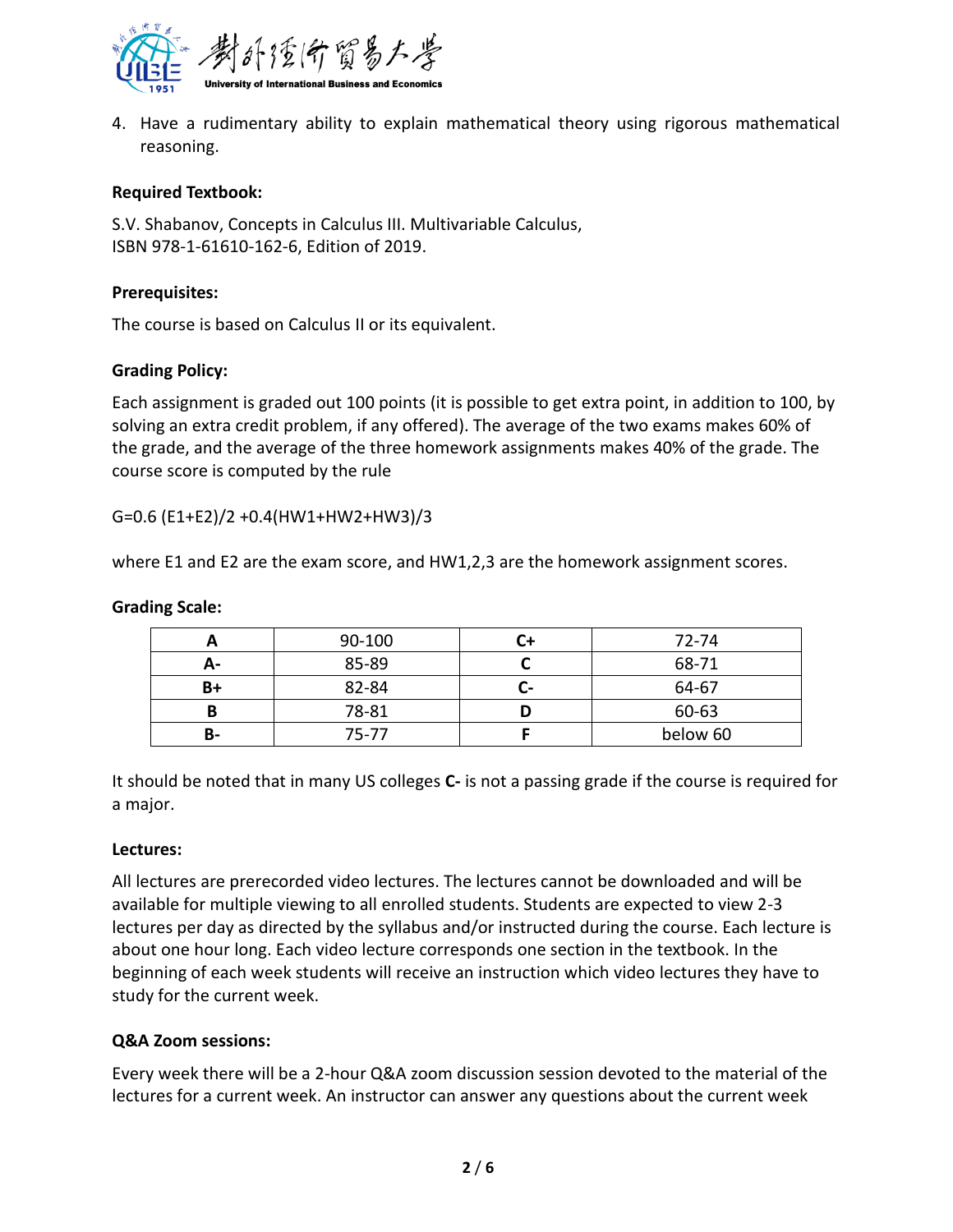4. Have a rudimentary ability to explain mathematical theory using rigorous mathematical reasoning.

**Required Textbook:**

S.V. Shabanov, Concepts in Calculus III. Multivariable Calculus,
ISBN 978-1-61610-162-6, Edition of 2019.

**Prerequisites:**

The course is based on Calculus II or its equivalent.

**Grading Policy:**

Each assignment is graded out 100 points (it is possible to get extra point, in addition to 100, by solving an extra credit problem, if any offered). The average of the two exams makes 60% of the grade, and the average of the three homework assignments makes 40% of the grade. The course score is computed by the rule

$$G=0.6\,(E1+E2)/2 + 0.4(HW1+HW2+HW3)/3$$

where E1 and E2 are the exam score, and HW1,2,3 are the homework assignment scores.

**Grading Scale:**

| A | 90-100 | C+ | 72-74 |
|---|---|---|---|
| A- | 85-89 | C | 68-71 |
| B+ | 82-84 | C- | 64-67 |
| B | 78-81 | D | 60-63 |
| B- | 75-77 | F | below 60 |

It should be noted that in many US colleges **C-** is not a passing grade if the course is required for a major.

**Lectures:**

All lectures are prerecorded video lectures. The lectures cannot be downloaded and will be available for multiple viewing to all enrolled students. Students are expected to view 2-3 lectures per day as directed by the syllabus and/or instructed during the course. Each lecture is about one hour long. Each video lecture corresponds one section in the textbook. In the beginning of each week students will receive an instruction which video lectures they have to study for the current week.

**Q&A Zoom sessions:**

Every week there will be a 2-hour Q&A zoom discussion session devoted to the material of the lectures for a current week. An instructor can answer any questions about the current week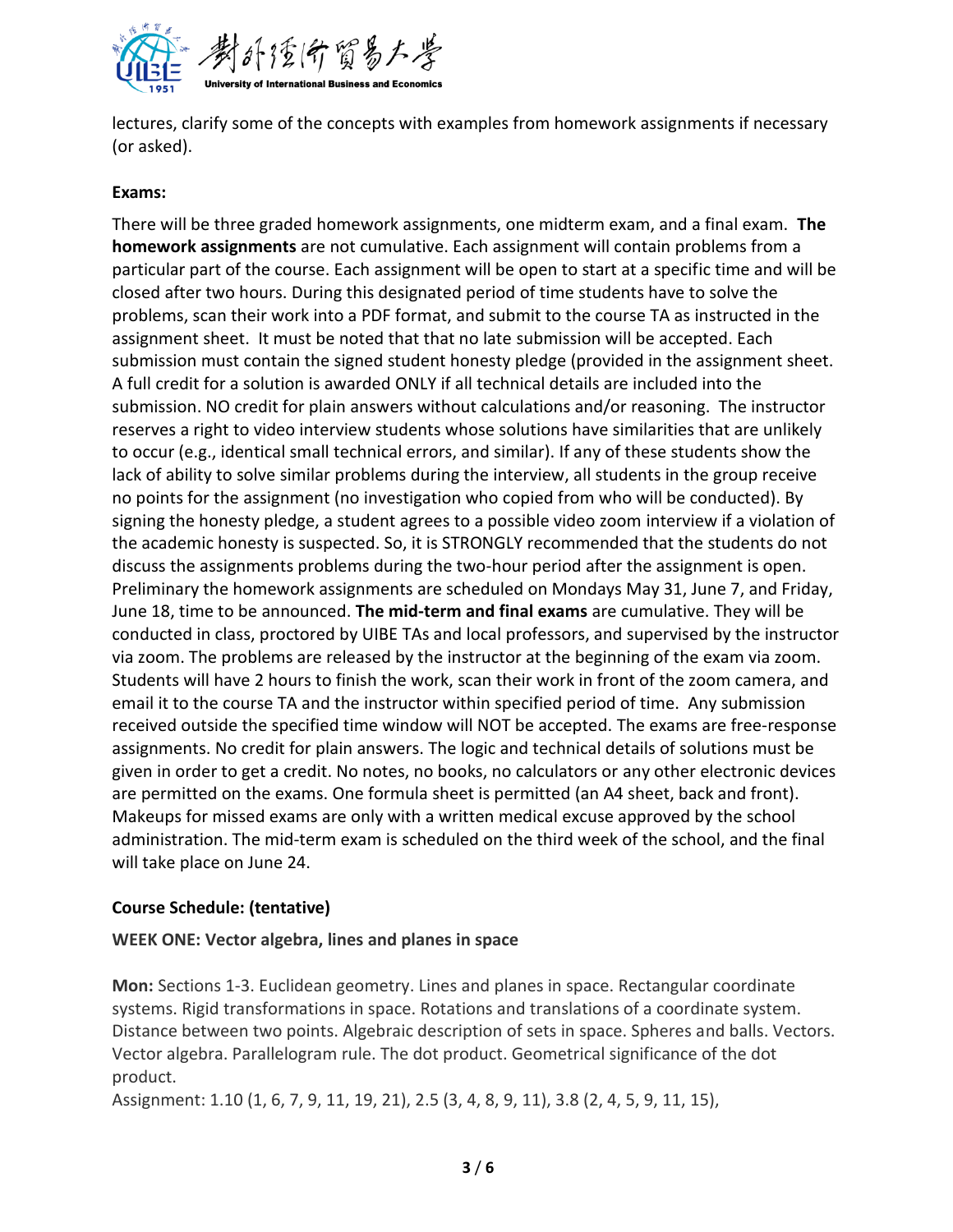lectures, clarify some of the concepts with examples from homework assignments if necessary (or asked).

**Exams:**

There will be three graded homework assignments, one midterm exam, and a final exam. **The homework assignments** are not cumulative. Each assignment will contain problems from a particular part of the course. Each assignment will be open to start at a specific time and will be closed after two hours. During this designated period of time students have to solve the problems, scan their work into a PDF format, and submit to the course TA as instructed in the assignment sheet. It must be noted that that no late submission will be accepted. Each submission must contain the signed student honesty pledge (provided in the assignment sheet. A full credit for a solution is awarded ONLY if all technical details are included into the submission. NO credit for plain answers without calculations and/or reasoning. The instructor reserves a right to video interview students whose solutions have similarities that are unlikely to occur (e.g., identical small technical errors, and similar). If any of these students show the lack of ability to solve similar problems during the interview, all students in the group receive no points for the assignment (no investigation who copied from who will be conducted). By signing the honesty pledge, a student agrees to a possible video zoom interview if a violation of the academic honesty is suspected. So, it is STRONGLY recommended that the students do not discuss the assignments problems during the two-hour period after the assignment is open. Preliminary the homework assignments are scheduled on Mondays May 31, June 7, and Friday, June 18, time to be announced. **The mid-term and final exams** are cumulative. They will be conducted in class, proctored by UIBE TAs and local professors, and supervised by the instructor via zoom. The problems are released by the instructor at the beginning of the exam via zoom. Students will have 2 hours to finish the work, scan their work in front of the zoom camera, and email it to the course TA and the instructor within specified period of time. Any submission received outside the specified time window will NOT be accepted. The exams are free-response assignments. No credit for plain answers. The logic and technical details of solutions must be given in order to get a credit. No notes, no books, no calculators or any other electronic devices are permitted on the exams. One formula sheet is permitted (an A4 sheet, back and front). Makeups for missed exams are only with a written medical excuse approved by the school administration. The mid-term exam is scheduled on the third week of the school, and the final will take place on June 24.

**Course Schedule: (tentative)**

**WEEK ONE: Vector algebra, lines and planes in space**

**Mon:** Sections 1-3. Euclidean geometry. Lines and planes in space. Rectangular coordinate systems. Rigid transformations in space. Rotations and translations of a coordinate system. Distance between two points. Algebraic description of sets in space. Spheres and balls. Vectors. Vector algebra. Parallelogram rule. The dot product. Geometrical significance of the dot product.
Assignment: 1.10 (1, 6, 7, 9, 11, 19, 21), 2.5 (3, 4, 8, 9, 11), 3.8 (2, 4, 5, 9, 11, 15),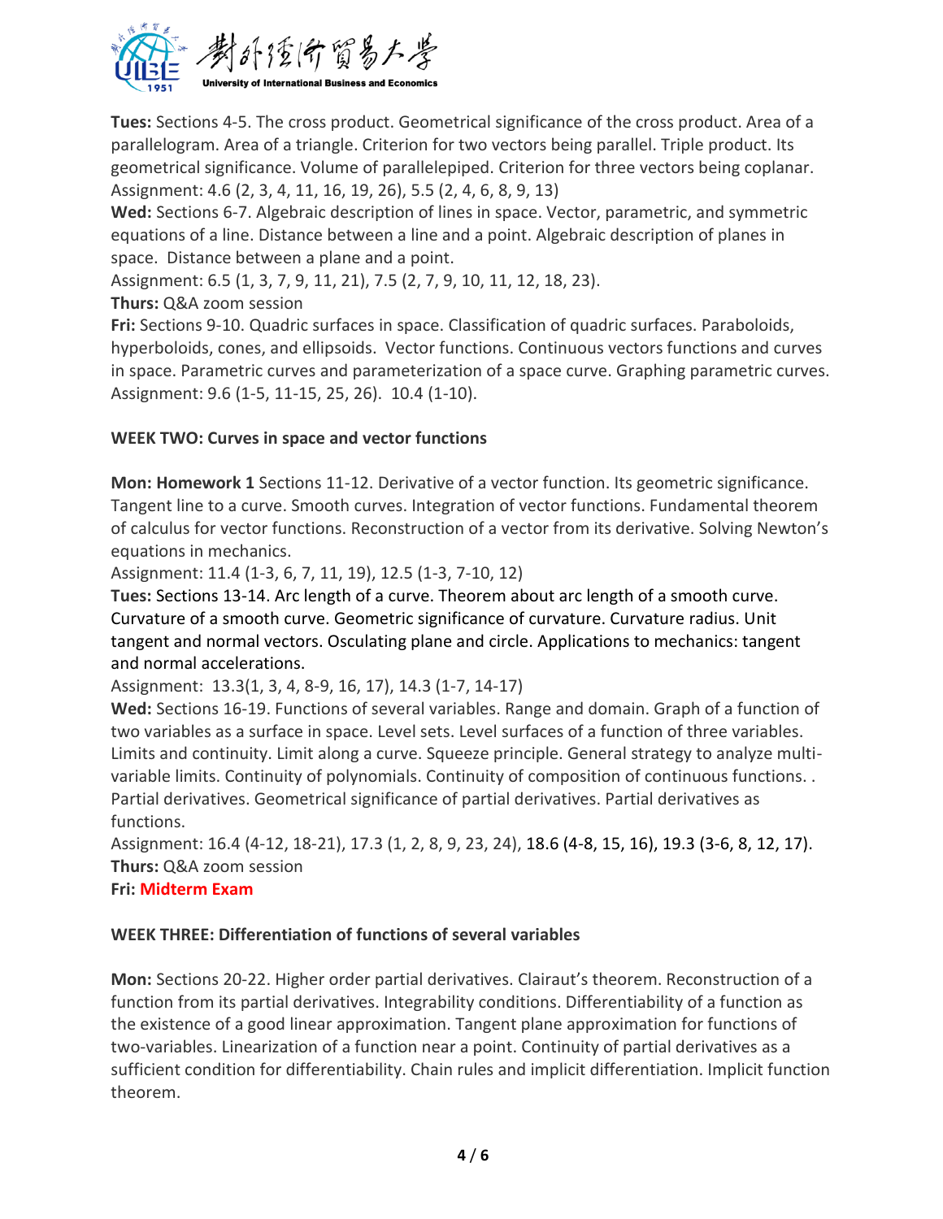**Tues:** Sections 4-5. The cross product. Geometrical significance of the cross product. Area of a parallelogram. Area of a triangle. Criterion for two vectors being parallel. Triple product. Its geometrical significance. Volume of parallelepiped. Criterion for three vectors being coplanar.
Assignment: 4.6 (2, 3, 4, 11, 16, 19, 26), 5.5 (2, 4, 6, 8, 9, 13)

**Wed:** Sections 6-7. Algebraic description of lines in space. Vector, parametric, and symmetric equations of a line. Distance between a line and a point. Algebraic description of planes in space. Distance between a plane and a point.
Assignment: 6.5 (1, 3, 7, 9, 11, 21), 7.5 (2, 7, 9, 10, 11, 12, 18, 23).

**Thurs:** Q&A zoom session

**Fri:** Sections 9-10. Quadric surfaces in space. Classification of quadric surfaces. Paraboloids, hyperboloids, cones, and ellipsoids. Vector functions. Continuous vectors functions and curves in space. Parametric curves and parameterization of a space curve. Graphing parametric curves.
Assignment: 9.6 (1-5, 11-15, 25, 26). 10.4 (1-10).

**WEEK TWO: Curves in space and vector functions**

**Mon: Homework 1** Sections 11-12. Derivative of a vector function. Its geometric significance. Tangent line to a curve. Smooth curves. Integration of vector functions. Fundamental theorem of calculus for vector functions. Reconstruction of a vector from its derivative. Solving Newton's equations in mechanics.
Assignment: 11.4 (1-3, 6, 7, 11, 19), 12.5 (1-3, 7-10, 12)

**Tues:** Sections 13-14. Arc length of a curve. Theorem about arc length of a smooth curve. Curvature of a smooth curve. Geometric significance of curvature. Curvature radius. Unit tangent and normal vectors. Osculating plane and circle. Applications to mechanics: tangent and normal accelerations.
Assignment: 13.3(1, 3, 4, 8-9, 16, 17), 14.3 (1-7, 14-17)

**Wed:** Sections 16-19. Functions of several variables. Range and domain. Graph of a function of two variables as a surface in space. Level sets. Level surfaces of a function of three variables. Limits and continuity. Limit along a curve. Squeeze principle. General strategy to analyze multi-variable limits. Continuity of polynomials. Continuity of composition of continuous functions. . Partial derivatives. Geometrical significance of partial derivatives. Partial derivatives as functions.
Assignment: 16.4 (4-12, 18-21), 17.3 (1, 2, 8, 9, 23, 24), 18.6 (4-8, 15, 16), 19.3 (3-6, 8, 12, 17).

**Thurs:** Q&A zoom session

**Fri:** **Midterm Exam**

**WEEK THREE: Differentiation of functions of several variables**

**Mon:** Sections 20-22. Higher order partial derivatives. Clairaut's theorem. Reconstruction of a function from its partial derivatives. Integrability conditions. Differentiability of a function as the existence of a good linear approximation. Tangent plane approximation for functions of two-variables. Linearization of a function near a point. Continuity of partial derivatives as a sufficient condition for differentiability. Chain rules and implicit differentiation. Implicit function theorem.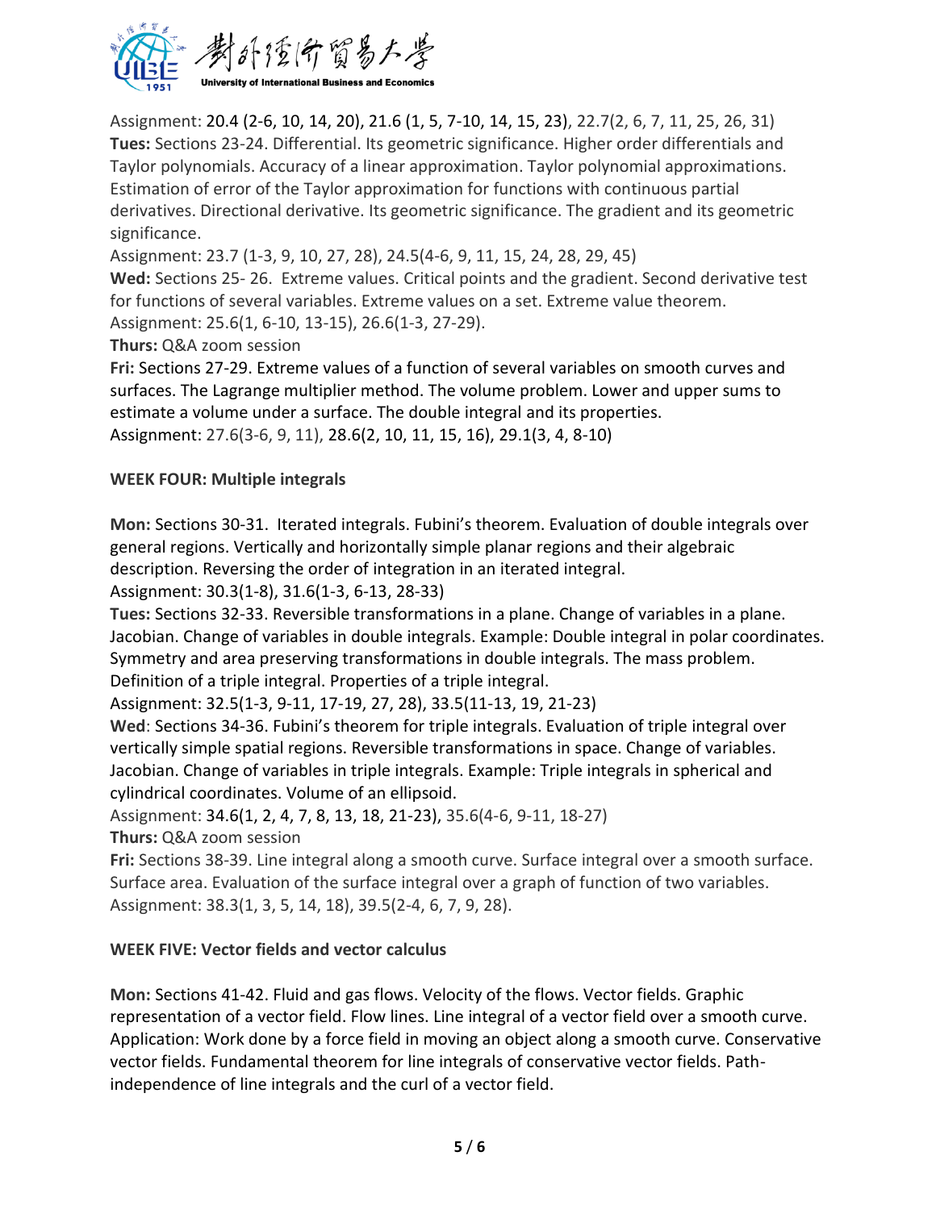Assignment: 20.4 (2-6, 10, 14, 20), 21.6 (1, 5, 7-10, 14, 15, 23), 22.7(2, 6, 7, 11, 25, 26, 31)

**Tues:** Sections 23-24. Differential. Its geometric significance. Higher order differentials and Taylor polynomials. Accuracy of a linear approximation. Taylor polynomial approximations. Estimation of error of the Taylor approximation for functions with continuous partial derivatives. Directional derivative. Its geometric significance. The gradient and its geometric significance.

Assignment: 23.7 (1-3, 9, 10, 27, 28), 24.5(4-6, 9, 11, 15, 24, 28, 29, 45)

**Wed:** Sections 25- 26. Extreme values. Critical points and the gradient. Second derivative test for functions of several variables. Extreme values on a set. Extreme value theorem.

Assignment: 25.6(1, 6-10, 13-15), 26.6(1-3, 27-29).

**Thurs:** Q&A zoom session

**Fri:** Sections 27-29. Extreme values of a function of several variables on smooth curves and surfaces. The Lagrange multiplier method. The volume problem. Lower and upper sums to estimate a volume under a surface. The double integral and its properties.

Assignment: 27.6(3-6, 9, 11), 28.6(2, 10, 11, 15, 16), 29.1(3, 4, 8-10)

**WEEK FOUR: Multiple integrals**

**Mon:** Sections 30-31. Iterated integrals. Fubini's theorem. Evaluation of double integrals over general regions. Vertically and horizontally simple planar regions and their algebraic description. Reversing the order of integration in an iterated integral.

Assignment: 30.3(1-8), 31.6(1-3, 6-13, 28-33)

**Tues:** Sections 32-33. Reversible transformations in a plane. Change of variables in a plane. Jacobian. Change of variables in double integrals. Example: Double integral in polar coordinates. Symmetry and area preserving transformations in double integrals. The mass problem. Definition of a triple integral. Properties of a triple integral.

Assignment: 32.5(1-3, 9-11, 17-19, 27, 28), 33.5(11-13, 19, 21-23)

**Wed**: Sections 34-36. Fubini's theorem for triple integrals. Evaluation of triple integral over vertically simple spatial regions. Reversible transformations in space. Change of variables. Jacobian. Change of variables in triple integrals. Example: Triple integrals in spherical and cylindrical coordinates. Volume of an ellipsoid.

Assignment: 34.6(1, 2, 4, 7, 8, 13, 18, 21-23), 35.6(4-6, 9-11, 18-27)

**Thurs:** Q&A zoom session

**Fri:** Sections 38-39. Line integral along a smooth curve. Surface integral over a smooth surface. Surface area. Evaluation of the surface integral over a graph of function of two variables.

Assignment: 38.3(1, 3, 5, 14, 18), 39.5(2-4, 6, 7, 9, 28).

**WEEK FIVE: Vector fields and vector calculus**

**Mon:** Sections 41-42. Fluid and gas flows. Velocity of the flows. Vector fields. Graphic representation of a vector field. Flow lines. Line integral of a vector field over a smooth curve. Application: Work done by a force field in moving an object along a smooth curve. Conservative vector fields. Fundamental theorem for line integrals of conservative vector fields. Path-independence of line integrals and the curl of a vector field.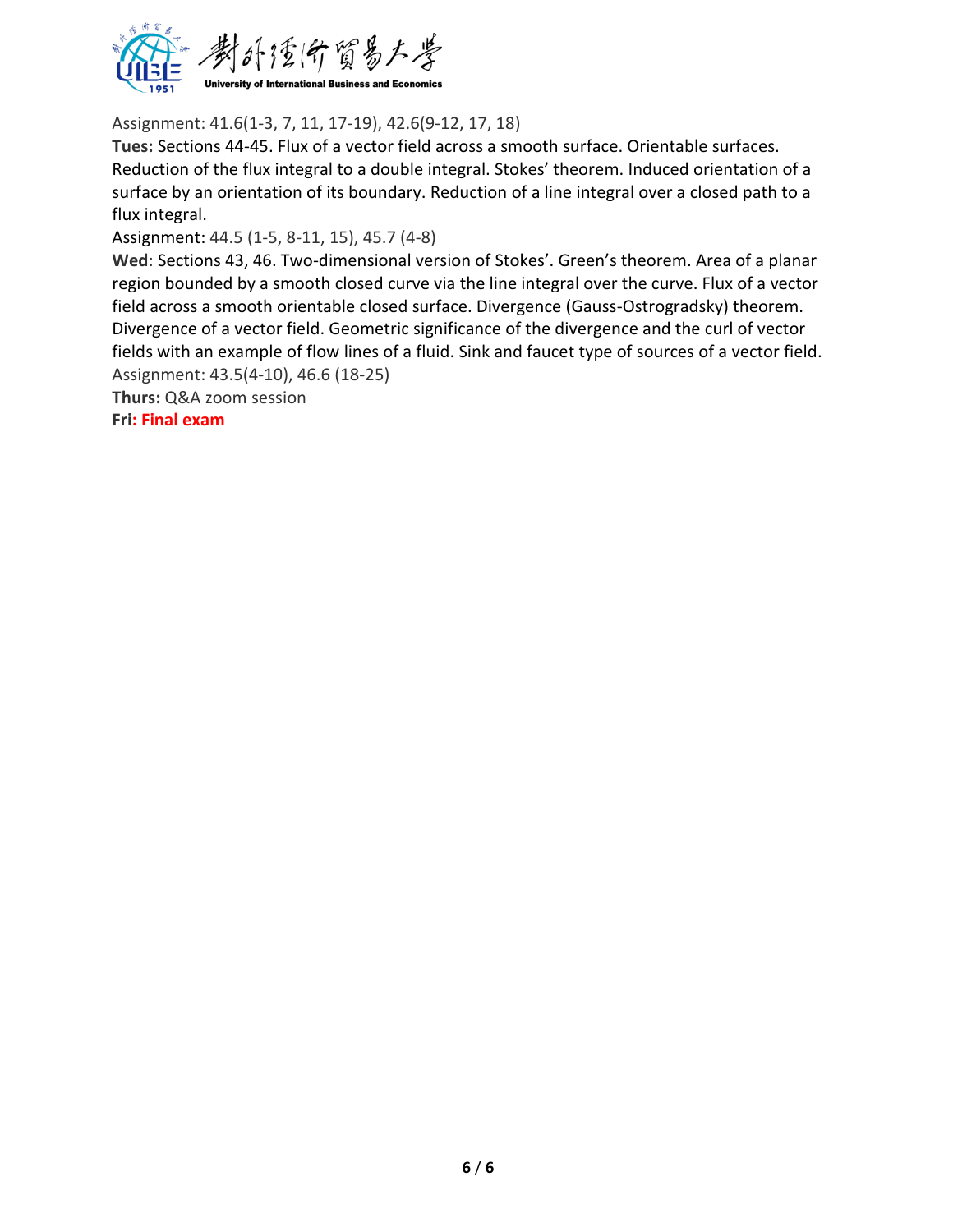Assignment: 41.6(1-3, 7, 11, 17-19), 42.6(9-12, 17, 18)

**Tues:** Sections 44-45. Flux of a vector field across a smooth surface. Orientable surfaces. Reduction of the flux integral to a double integral. Stokes' theorem. Induced orientation of a surface by an orientation of its boundary. Reduction of a line integral over a closed path to a flux integral.

Assignment: 44.5 (1-5, 8-11, 15), 45.7 (4-8)

**Wed**: Sections 43, 46. Two-dimensional version of Stokes'. Green's theorem. Area of a planar region bounded by a smooth closed curve via the line integral over the curve. Flux of a vector field across a smooth orientable closed surface. Divergence (Gauss-Ostrogradsky) theorem. Divergence of a vector field. Geometric significance of the divergence and the curl of vector fields with an example of flow lines of a fluid. Sink and faucet type of sources of a vector field.

Assignment: 43.5(4-10), 46.6 (18-25)

**Thurs:** Q&A zoom session

**Fri: Final exam**